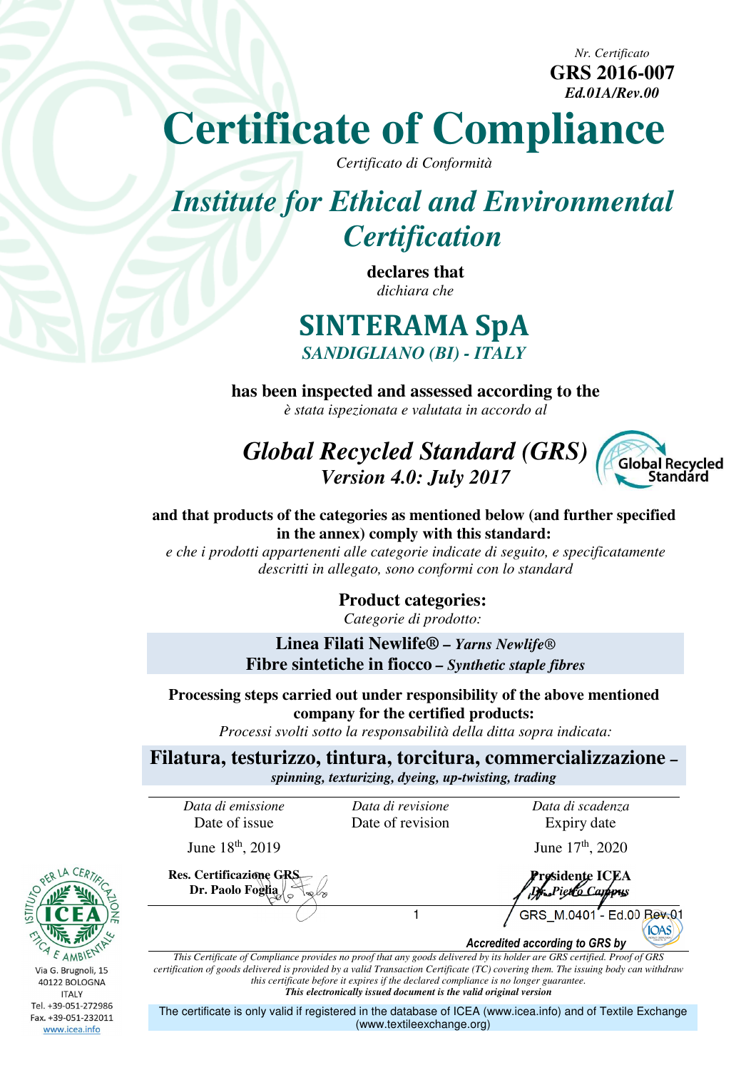*Nr. Certificato*
**GRS 2016-007**
***Ed.01A/Rev.00***

# Certificate of Compliance

*Certificato di Conformità*

## *Institute for Ethical and Environmental Certification*

**declares that**
*dichiara che*

## SINTERAMA SpA

***SANDIGLIANO (BI) - ITALY***

**has been inspected and assessed according to the**
*è stata ispezionata e valutata in accordo al*

## *Global Recycled Standard (GRS)*

***Version 4.0: July 2017***

Global Recycled Standard

**and that products of the categories as mentioned below (and further specified in the annex) comply with this standard:**
*e che i prodotti appartenenti alle categorie indicate di seguito, e specificatamente descritti in allegato, sono conformi con lo standard*

**Product categories:**
*Categorie di prodotto:*

**Linea Filati Newlife® –** ***Yarns Newlife®***
**Fibre sintetiche in fiocco –** ***Synthetic staple fibres***

**Processing steps carried out under responsibility of the above mentioned company for the certified products:**
*Processi svolti sotto la responsabilità della ditta sopra indicata:*

**Filatura, testurizzo, tintura, torcitura, commercializzazione –** ***spinning, texturizing, dyeing, up-twisting, trading***

| *Data di emissione* Date of issue | *Data di revisione* Date of revision | *Data di scadenza* Expiry date |
|---|---|---|
| June 18th, 2019 | | June 17th, 2020 |

**Res. Certificazione GRS**
**Dr. Paolo Foglia**

**Presidente ICEA**
***Dr. Pietro Campus***

GRS_M.0401 - Ed.00 Rev.01

***Accredited according to GRS by***

*This Certificate of Compliance provides no proof that any goods delivered by its holder are GRS certified. Proof of GRS certification of goods delivered is provided by a valid Transaction Certificate (TC) covering them. The issuing body can withdraw this certificate before it expires if the declared compliance is no longer guarantee.*
***This electronically issued document is the valid original version***

The certificate is only valid if registered in the database of ICEA (www.icea.info) and of Textile Exchange (www.textileexchange.org)

ISTITUTO PER LA CERTIFICAZIONE ETICA E AMBIENTALE
ICEA
Via G. Brugnoli, 15
40122 BOLOGNA
ITALY
Tel. +39-051-272986
Fax. +39-051-232011
www.icea.info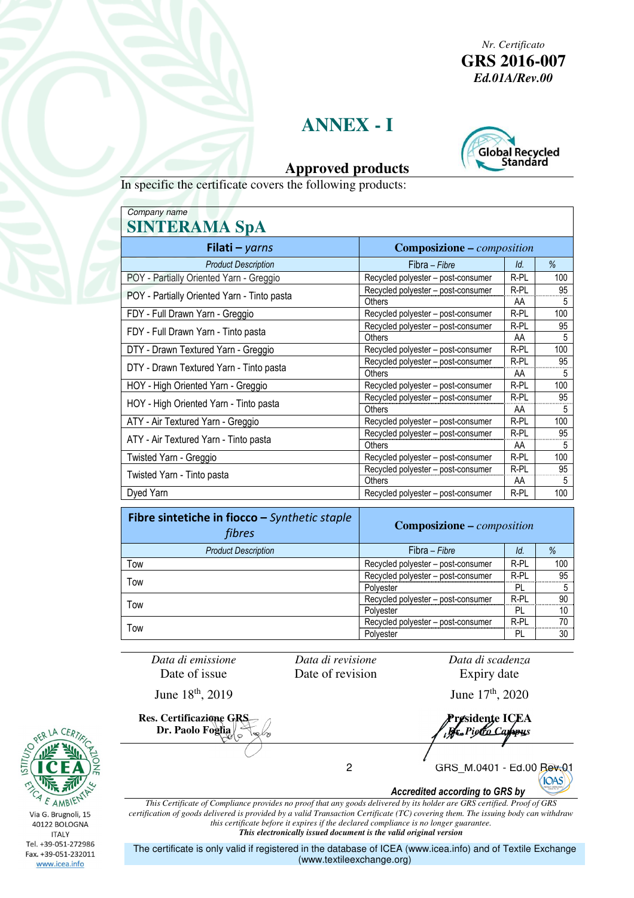Nr. Certificato
**GRS 2016-007**
***Ed.01A/Rev.00***

# ANNEX - I

## Approved products

In specific the certificate covers the following products:

*Company name*
**SINTERAMA SpA**

| **Filati** – *yarns* | **Composizione** – *composition* | | |
|---|---|---|---|
| *Product Description* | Fibra – *Fibre* | *Id.* | *%* |
| POY - Partially Oriented Yarn - Greggio | Recycled polyester – post-consumer | R-PL | 100 |
| POY - Partially Oriented Yarn - Tinto pasta | Recycled polyester – post-consumer | R-PL | 95 |
| | Others | AA | 5 |
| FDY - Full Drawn Yarn - Greggio | Recycled polyester – post-consumer | R-PL | 100 |
| FDY - Full Drawn Yarn - Tinto pasta | Recycled polyester – post-consumer | R-PL | 95 |
| | Others | AA | 5 |
| DTY - Drawn Textured Yarn - Greggio | Recycled polyester – post-consumer | R-PL | 100 |
| DTY - Drawn Textured Yarn - Tinto pasta | Recycled polyester – post-consumer | R-PL | 95 |
| | Others | AA | 5 |
| HOY - High Oriented Yarn - Greggio | Recycled polyester – post-consumer | R-PL | 100 |
| HOY - High Oriented Yarn - Tinto pasta | Recycled polyester – post-consumer | R-PL | 95 |
| | Others | AA | 5 |
| ATY - Air Textured Yarn - Greggio | Recycled polyester – post-consumer | R-PL | 100 |
| ATY - Air Textured Yarn - Tinto pasta | Recycled polyester – post-consumer | R-PL | 95 |
| | Others | AA | 5 |
| Twisted Yarn - Greggio | Recycled polyester – post-consumer | R-PL | 100 |
| Twisted Yarn - Tinto pasta | Recycled polyester – post-consumer | R-PL | 95 |
| | Others | AA | 5 |
| Dyed Yarn | Recycled polyester – post-consumer | R-PL | 100 |

| **Fibre sintetiche in fiocco** – *Synthetic staple fibres* | **Composizione** – *composition* | | |
|---|---|---|---|
| *Product Description* | Fibra – *Fibre* | *Id.* | *%* |
| Tow | Recycled polyester – post-consumer | R-PL | 100 |
| Tow | Recycled polyester – post-consumer | R-PL | 95 |
| | Polyester | PL | 5 |
| Tow | Recycled polyester – post-consumer | R-PL | 90 |
| | Polyester | PL | 10 |
| Tow | Recycled polyester – post-consumer | R-PL | 70 |
| | Polyester | PL | 30 |

| *Data di emissione* Date of issue | *Data di revisione* Date of revision | *Data di scadenza* Expiry date |
|---|---|---|
| June 18th, 2019 | | June 17th, 2020 |

**Res. Certificazione GRS**
**Dr. Paolo Foglia**

**Presidente ICEA**
***Dr. Pietro Campus***

GRS_M.0401 - Ed.00 Rev.01

***Accredited according to GRS by***

*This Certificate of Compliance provides no proof that any goods delivered by its holder are GRS certified. Proof of GRS certification of goods delivered is provided by a valid Transaction Certificate (TC) covering them. The issuing body can withdraw this certificate before it expires if the declared compliance is no longer guarantee.*
***This electronically issued document is the valid original version***

The certificate is only valid if registered in the database of ICEA (www.icea.info) and of Textile Exchange (www.textileexchange.org)

Via G. Brugnoli, 15
40122 BOLOGNA
ITALY
Tel. +39-051-272986
Fax. +39-051-232011
www.icea.info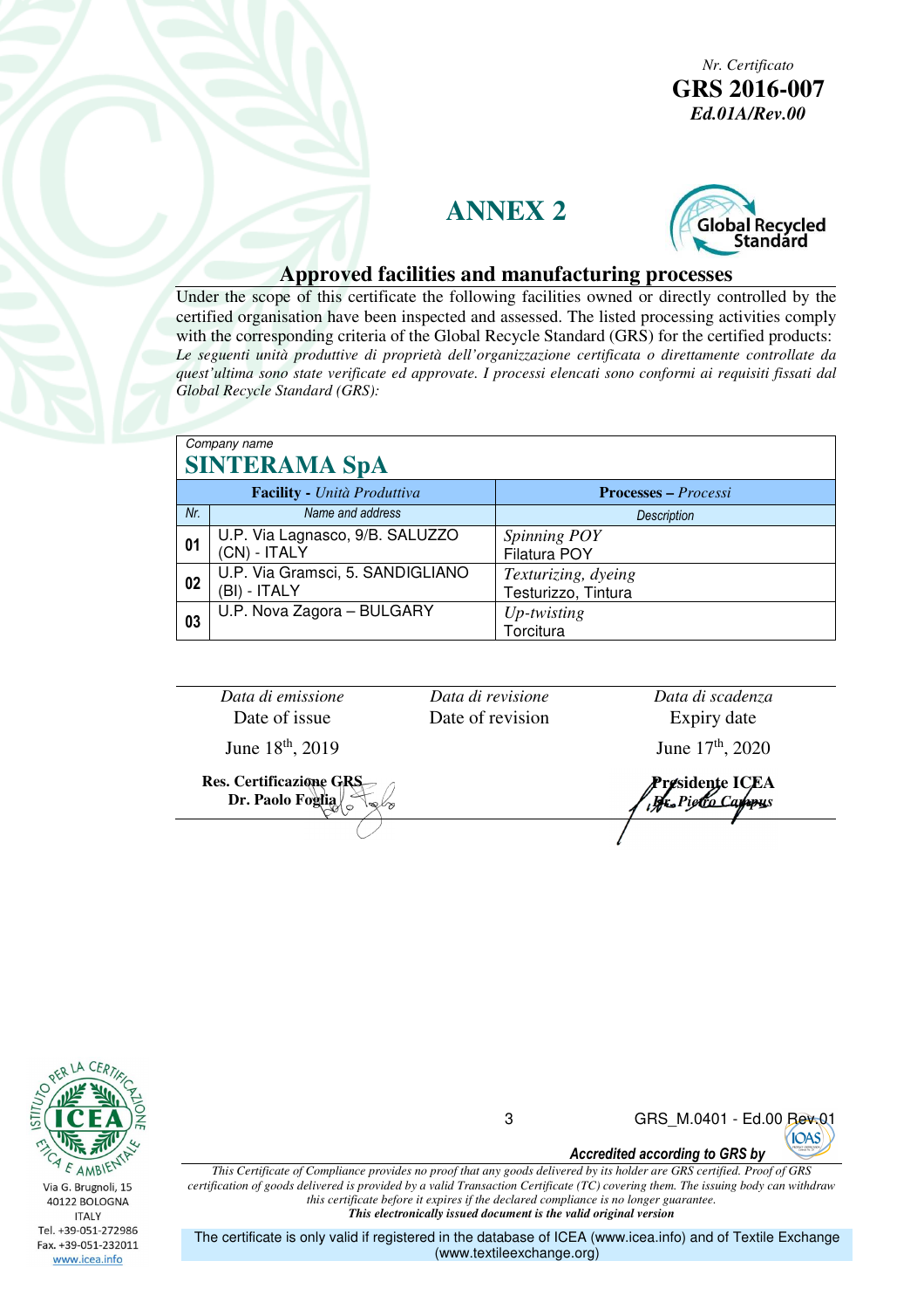*Nr. Certificato*
**GRS 2016-007**
***Ed.01A/Rev.00***

# ANNEX 2

## Approved facilities and manufacturing processes

Under the scope of this certificate the following facilities owned or directly controlled by the certified organisation have been inspected and assessed. The listed processing activities comply with the corresponding criteria of the Global Recycle Standard (GRS) for the certified products:
*Le seguenti unità produttive di proprietà dell'organizzazione certificata o direttamente controllate da quest'ultima sono state verificate ed approvate. I processi elencati sono conformi ai requisiti fissati dal Global Recycle Standard (GRS):*

*Company name*
**SINTERAMA SpA**

| **Facility** - *Unità Produttiva* | | **Processes – *Processi*** |
|---|---|---|
| *Nr.* | Name and address | Description |
| 01 | U.P. Via Lagnasco, 9/B. SALUZZO (CN) - ITALY | *Spinning POY* Filatura POY |
| 02 | U.P. Via Gramsci, 5. SANDIGLIANO (BI) - ITALY | *Texturizing, dyeing* Testurizzo, Tintura |
| 03 | U.P. Nova Zagora – BULGARY | *Up-twisting* Torcitura |

| *Data di emissione* Date of issue | *Data di revisione* Date of revision | *Data di scadenza* Expiry date |
|---|---|---|
| June 18th, 2019 | | June 17th, 2020 |

**Res. Certificazione GRS**
**Dr. Paolo Foglia**

**Presidente ICEA**
***Dr. Pietro Campus***

GRS_M.0401 - Ed.00 Rev.01

***Accredited according to GRS by***

*This Certificate of Compliance provides no proof that any goods delivered by its holder are GRS certified. Proof of GRS certification of goods delivered is provided by a valid Transaction Certificate (TC) covering them. The issuing body can withdraw this certificate before it expires if the declared compliance is no longer guarantee.*
***This electronically issued document is the valid original version***

The certificate is only valid if registered in the database of ICEA (www.icea.info) and of Textile Exchange (www.textileexchange.org)

Via G. Brugnoli, 15
40122 BOLOGNA
ITALY
Tel. +39-051-272986
Fax. +39-051-232011
www.icea.info